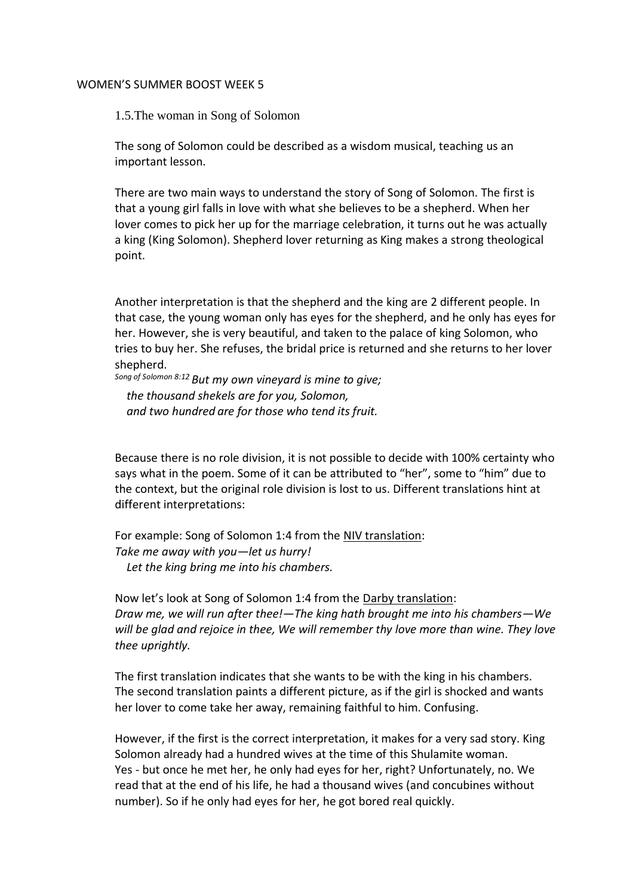WOMEN'S SUMMER BOOST WEEK 5

## 1.5. The woman in Song of Solomon

The song of Solomon could be described as a wisdom musical, teaching us an important lesson.

There are two main ways to understand the story of Song of Solomon. The first is that a young girl falls in love with what she believes to be a shepherd. When her lover comes to pick her up for the marriage celebration, it turns out he was actually a king (King Solomon). Shepherd lover returning as King makes a strong theological point.

Another interpretation is that the shepherd and the king are 2 different people. In that case, the young woman only has eyes for the shepherd, and he only has eyes for her. However, she is very beautiful, and taken to the palace of king Solomon, who tries to buy her. She refuses, the bridal price is returned and she returns to her lover shepherd.

Song of Solomon 8:12 *But my own vineyard is mine to give;*
*the thousand shekels are for you, Solomon,*
*and two hundred are for those who tend its fruit.*

Because there is no role division, it is not possible to decide with 100% certainty who says what in the poem. Some of it can be attributed to "her", some to "him" due to the context, but the original role division is lost to us. Different translations hint at different interpretations:

For example: Song of Solomon 1:4 from the NIV translation:
*Take me away with you—let us hurry!*
*Let the king bring me into his chambers.*

Now let's look at Song of Solomon 1:4 from the Darby translation:
*Draw me, we will run after thee!—The king hath brought me into his chambers—We will be glad and rejoice in thee, We will remember thy love more than wine. They love thee uprightly.*

The first translation indicates that she wants to be with the king in his chambers. The second translation paints a different picture, as if the girl is shocked and wants her lover to come take her away, remaining faithful to him. Confusing.

However, if the first is the correct interpretation, it makes for a very sad story. King Solomon already had a hundred wives at the time of this Shulamite woman. Yes - but once he met her, he only had eyes for her, right? Unfortunately, no. We read that at the end of his life, he had a thousand wives (and concubines without number). So if he only had eyes for her, he got bored real quickly.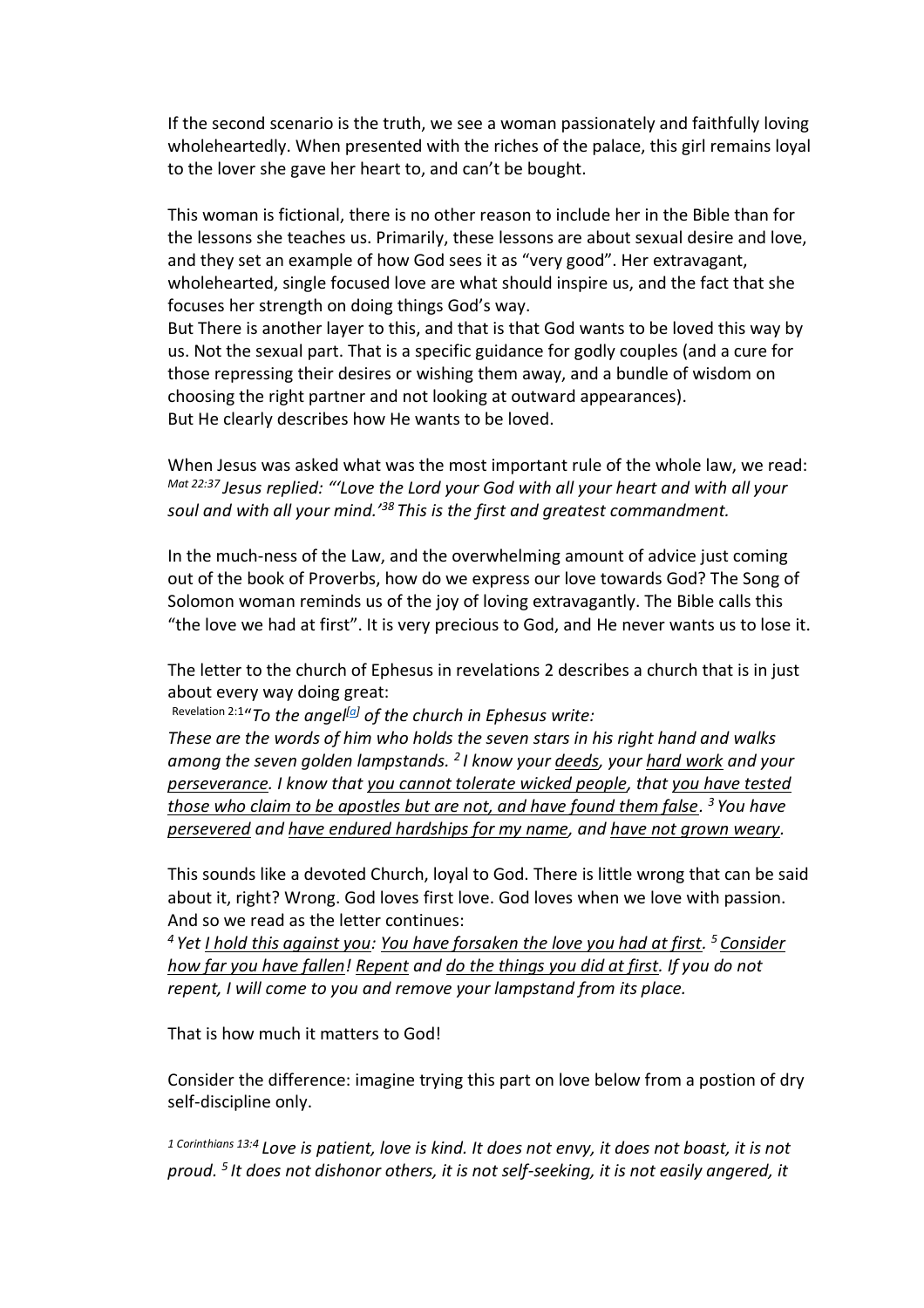If the second scenario is the truth, we see a woman passionately and faithfully loving wholeheartedly. When presented with the riches of the palace, this girl remains loyal to the lover she gave her heart to, and can't be bought.

This woman is fictional, there is no other reason to include her in the Bible than for the lessons she teaches us. Primarily, these lessons are about sexual desire and love, and they set an example of how God sees it as "very good". Her extravagant, wholehearted, single focused love are what should inspire us, and the fact that she focuses her strength on doing things God's way.
But There is another layer to this, and that is that God wants to be loved this way by us. Not the sexual part. That is a specific guidance for godly couples (and a cure for those repressing their desires or wishing them away, and a bundle of wisdom on choosing the right partner and not looking at outward appearances).
But He clearly describes how He wants to be loved.

When Jesus was asked what was the most important rule of the whole law, we read:
Mat 22:37 *Jesus replied: "'Love the Lord your God with all your heart and with all your soul and with all your mind.'[38] This is the first and greatest commandment.*

In the much-ness of the Law, and the overwhelming amount of advice just coming out of the book of Proverbs, how do we express our love towards God? The Song of Solomon woman reminds us of the joy of loving extravagantly. The Bible calls this "the love we had at first". It is very precious to God, and He never wants us to lose it.

The letter to the church of Ephesus in revelations 2 describes a church that is in just about every way doing great:
Revelation 2:1*"To the angel[a] of the church in Ephesus write:*
*These are the words of him who holds the seven stars in his right hand and walks among the seven golden lampstands. [2] I know your <u>deeds</u>, your <u>hard work</u> and your <u>perseverance</u>. I know that <u>you cannot tolerate wicked people</u>, that <u>you have tested those who claim to be apostles but are not, and have found them false</u>. [3] You have <u>persevered</u> and <u>have endured hardships for my name</u>, and <u>have not grown weary</u>.*

This sounds like a devoted Church, loyal to God. There is little wrong that can be said about it, right? Wrong. God loves first love. God loves when we love with passion. And so we read as the letter continues:
*[4] Yet <u>I hold this against you</u>: <u>You have forsaken the love you had at first</u>. [5] <u>Consider how far you have fallen</u>! <u>Repent</u> and <u>do the things you did at first</u>. If you do not repent, I will come to you and remove your lampstand from its place.*

That is how much it matters to God!

Consider the difference: imagine trying this part on love below from a postion of dry self-discipline only.

1 Corinthians 13:4 *Love is patient, love is kind. It does not envy, it does not boast, it is not proud. [5] It does not dishonor others, it is not self-seeking, it is not easily angered, it*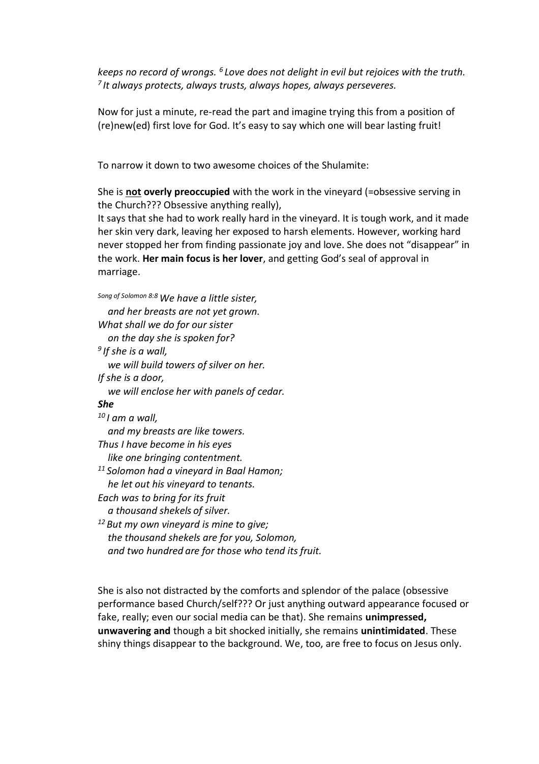*keeps no record of wrongs. [6] Love does not delight in evil but rejoices with the truth. [7] It always protects, always trusts, always hopes, always perseveres.*

Now for just a minute, re-read the part and imagine trying this from a position of (re)new(ed) first love for God. It's easy to say which one will bear lasting fruit!

To narrow it down to two awesome choices of the Shulamite:

She is **<u>not</u> overly preoccupied** with the work in the vineyard (=obsessive serving in the Church??? Obsessive anything really),
It says that she had to work really hard in the vineyard. It is tough work, and it made her skin very dark, leaving her exposed to harsh elements. However, working hard never stopped her from finding passionate joy and love. She does not "disappear" in the work. **Her main focus is her lover**, and getting God's seal of approval in marriage.

*Song of Solomon 8:8 We have a little sister,*
*and her breasts are not yet grown.*
*What shall we do for our sister*
*on the day she is spoken for?*
*[9] If she is a wall,*
*we will build towers of silver on her.*
*If she is a door,*
*we will enclose her with panels of cedar.*
***She***
*[10] I am a wall,*
*and my breasts are like towers.*
*Thus I have become in his eyes*
*like one bringing contentment.*
*[11] Solomon had a vineyard in Baal Hamon;*
*he let out his vineyard to tenants.*
*Each was to bring for its fruit*
*a thousand shekels of silver.*
*[12] But my own vineyard is mine to give;*
*the thousand shekels are for you, Solomon,*
*and two hundred are for those who tend its fruit.*

She is also not distracted by the comforts and splendor of the palace (obsessive performance based Church/self??? Or just anything outward appearance focused or fake, really; even our social media can be that). She remains **unimpressed, unwavering and** though a bit shocked initially, she remains **unintimidated**. These shiny things disappear to the background. We, too, are free to focus on Jesus only.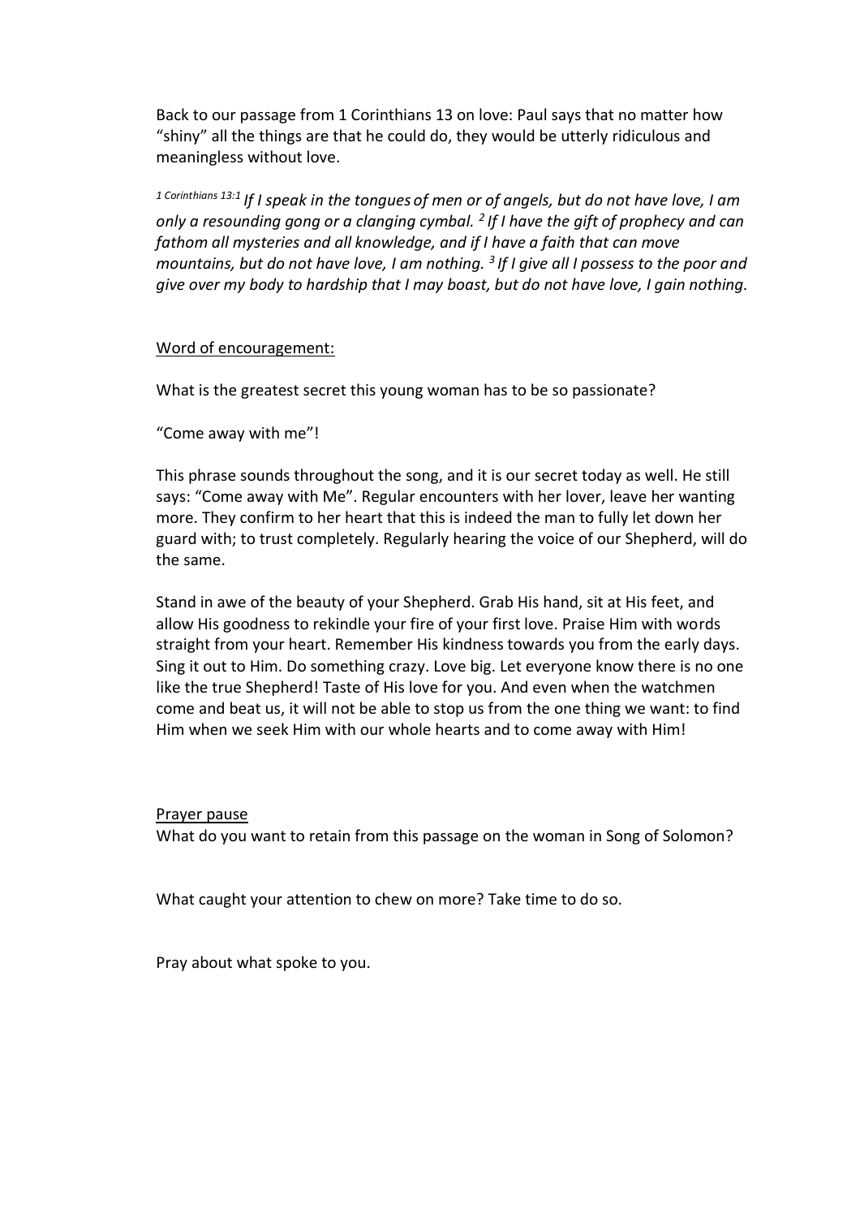Back to our passage from 1 Corinthians 13 on love: Paul says that no matter how "shiny" all the things are that he could do, they would be utterly ridiculous and meaningless without love.

*[1 Corinthians 13:1] If I speak in the tongues of men or of angels, but do not have love, I am only a resounding gong or a clanging cymbal. [2] If I have the gift of prophecy and can fathom all mysteries and all knowledge, and if I have a faith that can move mountains, but do not have love, I am nothing. [3] If I give all I possess to the poor and give over my body to hardship that I may boast, but do not have love, I gain nothing.*

<u>Word of encouragement:</u>

What is the greatest secret this young woman has to be so passionate?

"Come away with me"!

This phrase sounds throughout the song, and it is our secret today as well. He still says: "Come away with Me". Regular encounters with her lover, leave her wanting more. They confirm to her heart that this is indeed the man to fully let down her guard with; to trust completely. Regularly hearing the voice of our Shepherd, will do the same.

Stand in awe of the beauty of your Shepherd. Grab His hand, sit at His feet, and allow His goodness to rekindle your fire of your first love. Praise Him with words straight from your heart. Remember His kindness towards you from the early days. Sing it out to Him. Do something crazy. Love big. Let everyone know there is no one like the true Shepherd! Taste of His love for you. And even when the watchmen come and beat us, it will not be able to stop us from the one thing we want: to find Him when we seek Him with our whole hearts and to come away with Him!

<u>Prayer pause</u>

What do you want to retain from this passage on the woman in Song of Solomon?

What caught your attention to chew on more? Take time to do so.

Pray about what spoke to you.